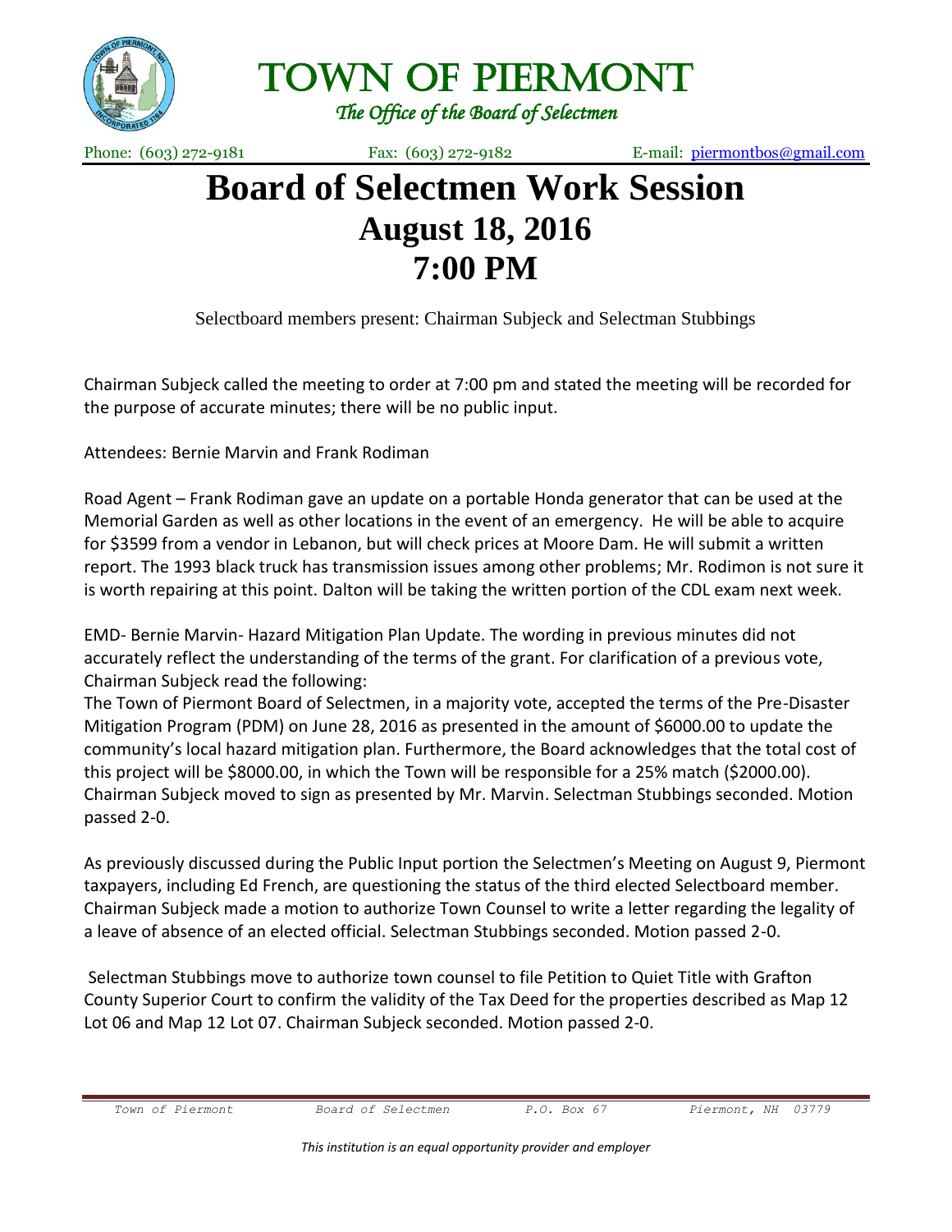# TOWN OF PIERMONT

*The Office of the Board of Selectmen*

Phone: (603) 272-9181 Fax: (603) 272-9182 E-mail: piermontbos@gmail.com

# Board of Selectmen Work Session
## August 18, 2016
## 7:00 PM

Selectboard members present: Chairman Subjeck and Selectman Stubbings

Chairman Subjeck called the meeting to order at 7:00 pm and stated the meeting will be recorded for the purpose of accurate minutes; there will be no public input.

Attendees: Bernie Marvin and Frank Rodiman

Road Agent – Frank Rodiman gave an update on a portable Honda generator that can be used at the Memorial Garden as well as other locations in the event of an emergency. He will be able to acquire for $3599 from a vendor in Lebanon, but will check prices at Moore Dam. He will submit a written report. The 1993 black truck has transmission issues among other problems; Mr. Rodimon is not sure it is worth repairing at this point. Dalton will be taking the written portion of the CDL exam next week.

EMD- Bernie Marvin- Hazard Mitigation Plan Update. The wording in previous minutes did not accurately reflect the understanding of the terms of the grant. For clarification of a previous vote, Chairman Subjeck read the following:

The Town of Piermont Board of Selectmen, in a majority vote, accepted the terms of the Pre-Disaster Mitigation Program (PDM) on June 28, 2016 as presented in the amount of $6000.00 to update the community's local hazard mitigation plan. Furthermore, the Board acknowledges that the total cost of this project will be $8000.00, in which the Town will be responsible for a 25% match ($2000.00). Chairman Subjeck moved to sign as presented by Mr. Marvin. Selectman Stubbings seconded. Motion passed 2-0.

As previously discussed during the Public Input portion the Selectmen's Meeting on August 9, Piermont taxpayers, including Ed French, are questioning the status of the third elected Selectboard member. Chairman Subjeck made a motion to authorize Town Counsel to write a letter regarding the legality of a leave of absence of an elected official. Selectman Stubbings seconded. Motion passed 2-0.

Selectman Stubbings move to authorize town counsel to file Petition to Quiet Title with Grafton County Superior Court to confirm the validity of the Tax Deed for the properties described as Map 12 Lot 06 and Map 12 Lot 07. Chairman Subjeck seconded. Motion passed 2-0.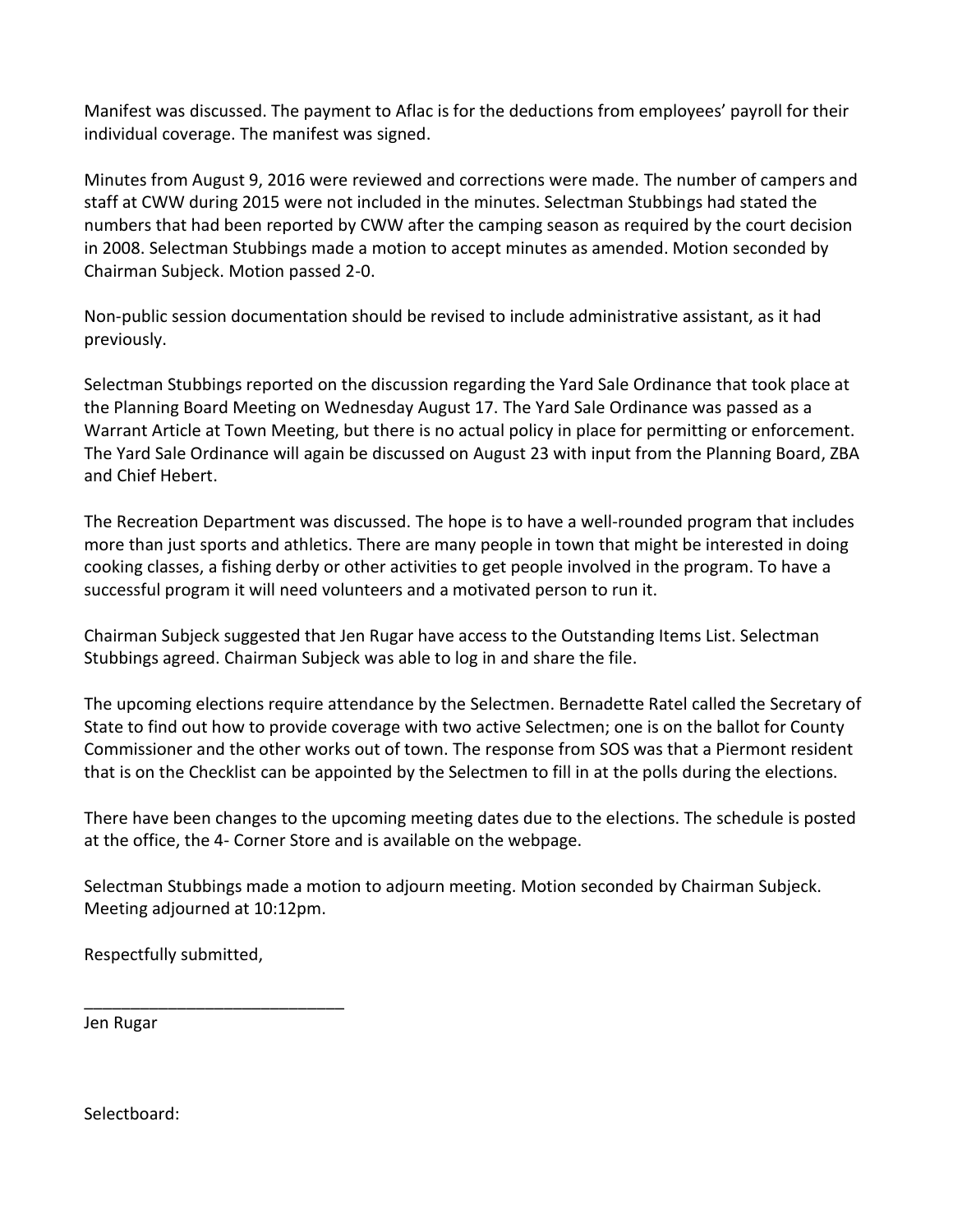Manifest was discussed. The payment to Aflac is for the deductions from employees' payroll for their individual coverage. The manifest was signed.

Minutes from August 9, 2016 were reviewed and corrections were made. The number of campers and staff at CWW during 2015 were not included in the minutes. Selectman Stubbings had stated the numbers that had been reported by CWW after the camping season as required by the court decision in 2008. Selectman Stubbings made a motion to accept minutes as amended. Motion seconded by Chairman Subjeck. Motion passed 2-0.

Non-public session documentation should be revised to include administrative assistant, as it had previously.

Selectman Stubbings reported on the discussion regarding the Yard Sale Ordinance that took place at the Planning Board Meeting on Wednesday August 17. The Yard Sale Ordinance was passed as a Warrant Article at Town Meeting, but there is no actual policy in place for permitting or enforcement. The Yard Sale Ordinance will again be discussed on August 23 with input from the Planning Board, ZBA and Chief Hebert.

The Recreation Department was discussed. The hope is to have a well-rounded program that includes more than just sports and athletics. There are many people in town that might be interested in doing cooking classes, a fishing derby or other activities to get people involved in the program. To have a successful program it will need volunteers and a motivated person to run it.

Chairman Subjeck suggested that Jen Rugar have access to the Outstanding Items List. Selectman Stubbings agreed. Chairman Subjeck was able to log in and share the file.

The upcoming elections require attendance by the Selectmen. Bernadette Ratel called the Secretary of State to find out how to provide coverage with two active Selectmen; one is on the ballot for County Commissioner and the other works out of town. The response from SOS was that a Piermont resident that is on the Checklist can be appointed by the Selectmen to fill in at the polls during the elections.

There have been changes to the upcoming meeting dates due to the elections. The schedule is posted at the office, the 4- Corner Store and is available on the webpage.

Selectman Stubbings made a motion to adjourn meeting. Motion seconded by Chairman Subjeck. Meeting adjourned at 10:12pm.

Respectfully submitted,

____________________________
Jen Rugar

Selectboard: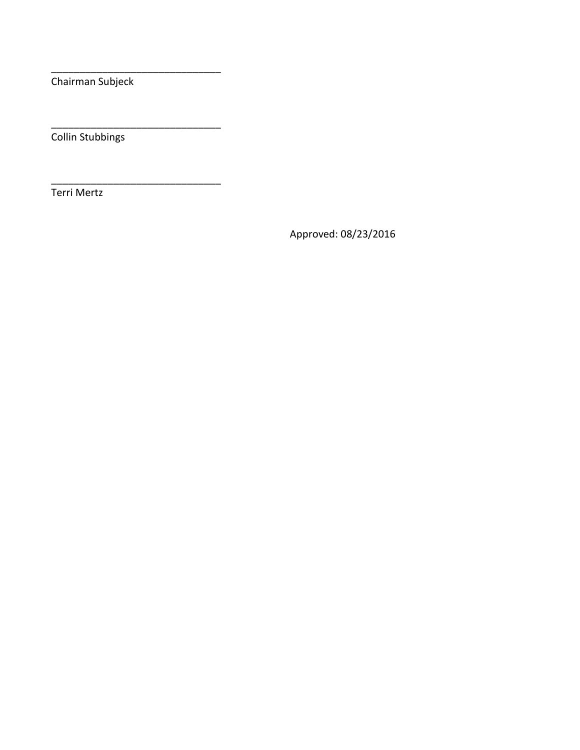\_\_\_\_\_\_\_\_\_\_\_\_\_\_\_\_\_\_\_\_\_\_\_\_\_\_\_\_\_\_\_\_

Chairman Subjeck

\_\_\_\_\_\_\_\_\_\_\_\_\_\_\_\_\_\_\_\_\_\_\_\_\_\_\_\_\_\_\_\_

Collin Stubbings

\_\_\_\_\_\_\_\_\_\_\_\_\_\_\_\_\_\_\_\_\_\_\_\_\_\_\_\_\_\_\_\_

Terri Mertz

Approved: 08/23/2016